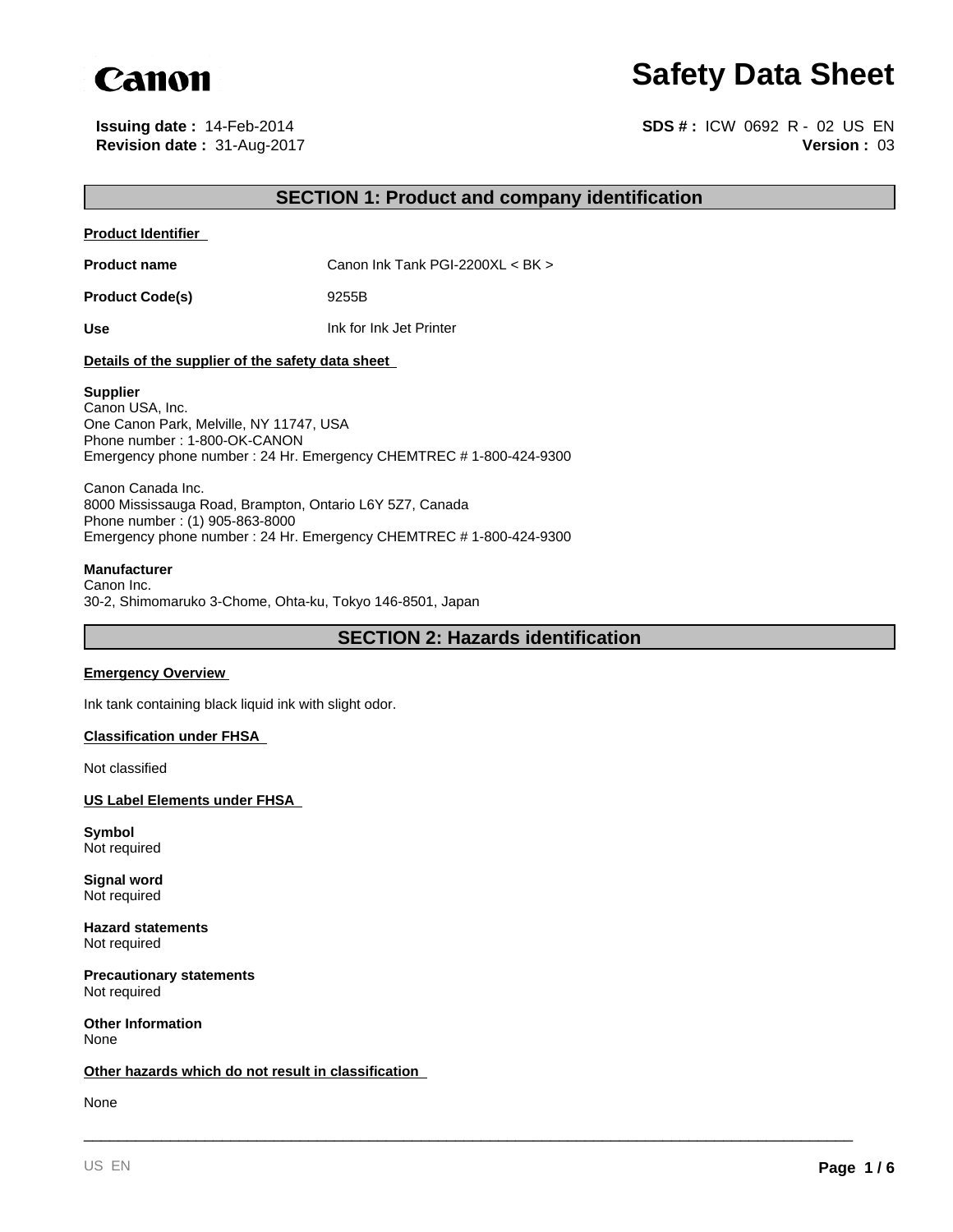Canon

# Safety Data Sheet

**Issuing date :** 14-Feb-2014
**Revision date :** 31-Aug-2017

**SDS # :** ICW 0692 R - 02 US EN
**Version :** 03

## SECTION 1: Product and company identification

**Product Identifier**

| | |
|---|---|
| **Product name** | Canon Ink Tank PGI-2200XL < BK > |
| **Product Code(s)** | 9255B |
| **Use** | Ink for Ink Jet Printer |

**Details of the supplier of the safety data sheet**

**Supplier**
Canon USA, Inc.
One Canon Park, Melville, NY 11747, USA
Phone number : 1-800-OK-CANON
Emergency phone number : 24 Hr. Emergency CHEMTREC # 1-800-424-9300

Canon Canada Inc.
8000 Mississauga Road, Brampton, Ontario L6Y 5Z7, Canada
Phone number : (1) 905-863-8000
Emergency phone number : 24 Hr. Emergency CHEMTREC # 1-800-424-9300

**Manufacturer**
Canon Inc.
30-2, Shimomaruko 3-Chome, Ohta-ku, Tokyo 146-8501, Japan

## SECTION 2: Hazards identification

**Emergency Overview**

Ink tank containing black liquid ink with slight odor.

**Classification under FHSA**

Not classified

**US Label Elements under FHSA**

**Symbol**
Not required

**Signal word**
Not required

**Hazard statements**
Not required

**Precautionary statements**
Not required

**Other Information**
None

**Other hazards which do not result in classification**

None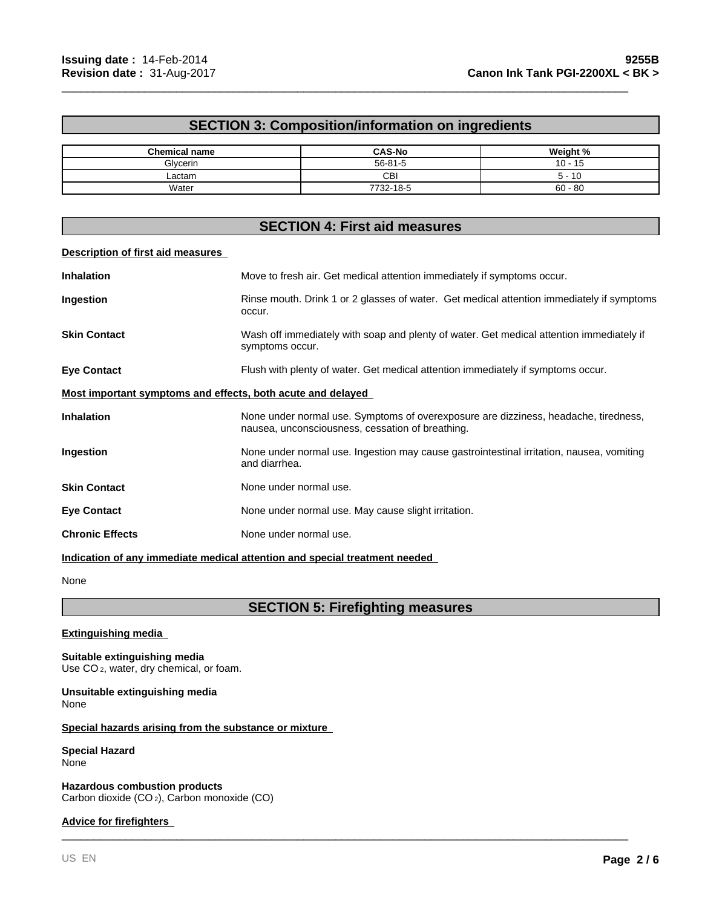## SECTION 3: Composition/information on ingredients

| Chemical name | CAS-No | Weight % |
|---|---|---|
| Glycerin | 56-81-5 | 10 - 15 |
| Lactam | CBI | 5 - 10 |
| Water | 7732-18-5 | 60 - 80 |

## SECTION 4: First aid measures

**Description of first aid measures**

**Inhalation** Move to fresh air. Get medical attention immediately if symptoms occur.

**Ingestion** Rinse mouth. Drink 1 or 2 glasses of water. Get medical attention immediately if symptoms occur.

**Skin Contact** Wash off immediately with soap and plenty of water. Get medical attention immediately if symptoms occur.

**Eye Contact** Flush with plenty of water. Get medical attention immediately if symptoms occur.

**Most important symptoms and effects, both acute and delayed**

**Inhalation** None under normal use. Symptoms of overexposure are dizziness, headache, tiredness, nausea, unconsciousness, cessation of breathing.

**Ingestion** None under normal use. Ingestion may cause gastrointestinal irritation, nausea, vomiting and diarrhea.

**Skin Contact** None under normal use.

**Eye Contact** None under normal use. May cause slight irritation.

**Chronic Effects** None under normal use.

**Indication of any immediate medical attention and special treatment needed**

None

## SECTION 5: Firefighting measures

**Extinguishing media**

**Suitable extinguishing media**
Use $CO_2$, water, dry chemical, or foam.

**Unsuitable extinguishing media**
None

**Special hazards arising from the substance or mixture**

**Special Hazard**
None

**Hazardous combustion products**
Carbon dioxide ($CO_2$), Carbon monoxide (CO)

**Advice for firefighters**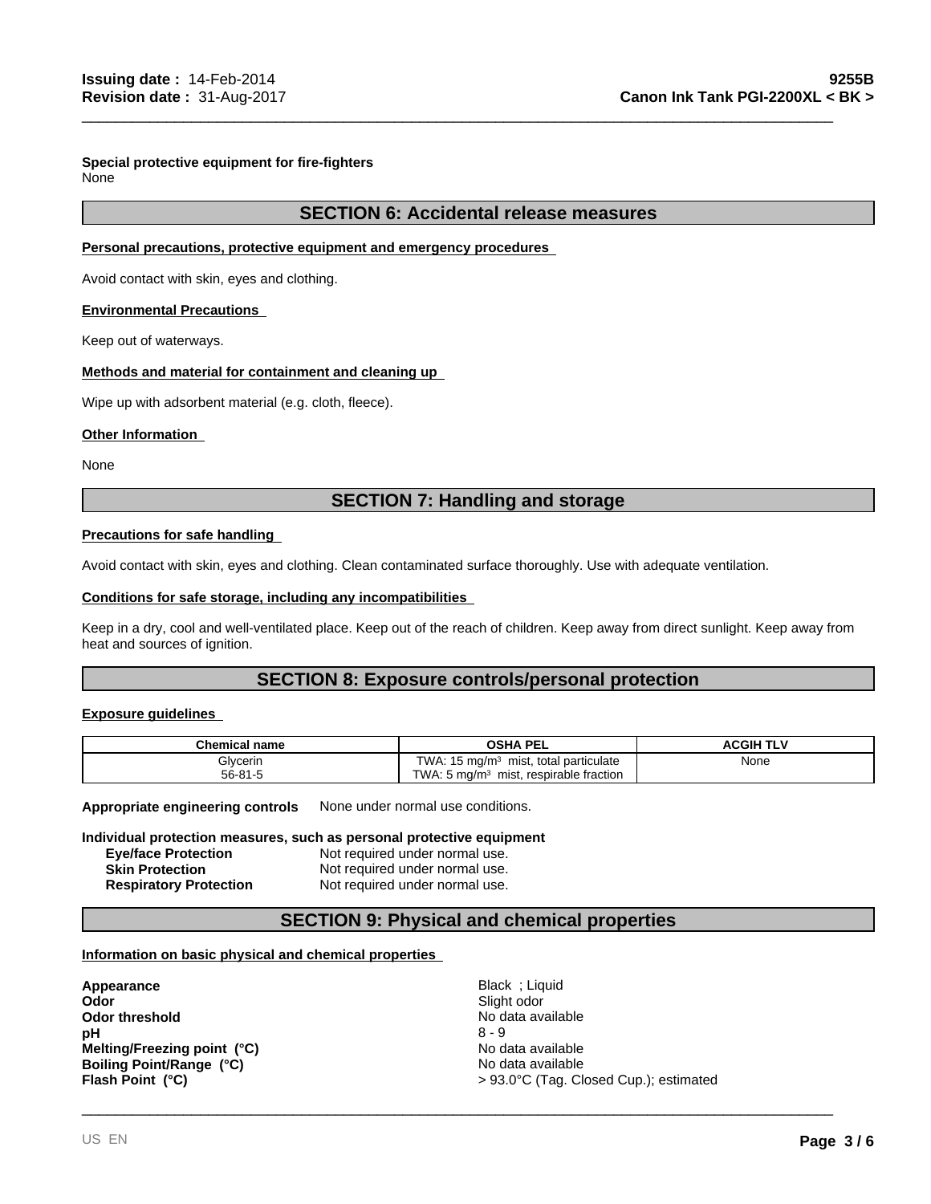**Special protective equipment for fire-fighters**
None

## SECTION 6: Accidental release measures

**Personal precautions, protective equipment and emergency procedures**

Avoid contact with skin, eyes and clothing.

**Environmental Precautions**

Keep out of waterways.

**Methods and material for containment and cleaning up**

Wipe up with adsorbent material (e.g. cloth, fleece).

**Other Information**

None

## SECTION 7: Handling and storage

**Precautions for safe handling**

Avoid contact with skin, eyes and clothing. Clean contaminated surface thoroughly. Use with adequate ventilation.

**Conditions for safe storage, including any incompatibilities**

Keep in a dry, cool and well-ventilated place. Keep out of the reach of children. Keep away from direct sunlight. Keep away from heat and sources of ignition.

## SECTION 8: Exposure controls/personal protection

**Exposure guidelines**

| Chemical name | OSHA PEL | ACGIH TLV |
|---|---|---|
| Glycerin<br>56-81-5 | TWA: 15 mg/m³ mist, total particulate<br>TWA: 5 mg/m³ mist, respirable fraction | None |

**Appropriate engineering controls** None under normal use conditions.

**Individual protection measures, such as personal protective equipment**

- **Eye/face Protection** Not required under normal use.
- **Skin Protection** Not required under normal use.
- **Respiratory Protection** Not required under normal use.

## SECTION 9: Physical and chemical properties

**Information on basic physical and chemical properties**

| | |
|---|---|
| **Appearance** | Black ; Liquid |
| **Odor** | Slight odor |
| **Odor threshold** | No data available |
| **pH** | 8 - 9 |
| **Melting/Freezing point (°C)** | No data available |
| **Boiling Point/Range (°C)** | No data available |
| **Flash Point (°C)** | > 93.0°C (Tag. Closed Cup.); estimated |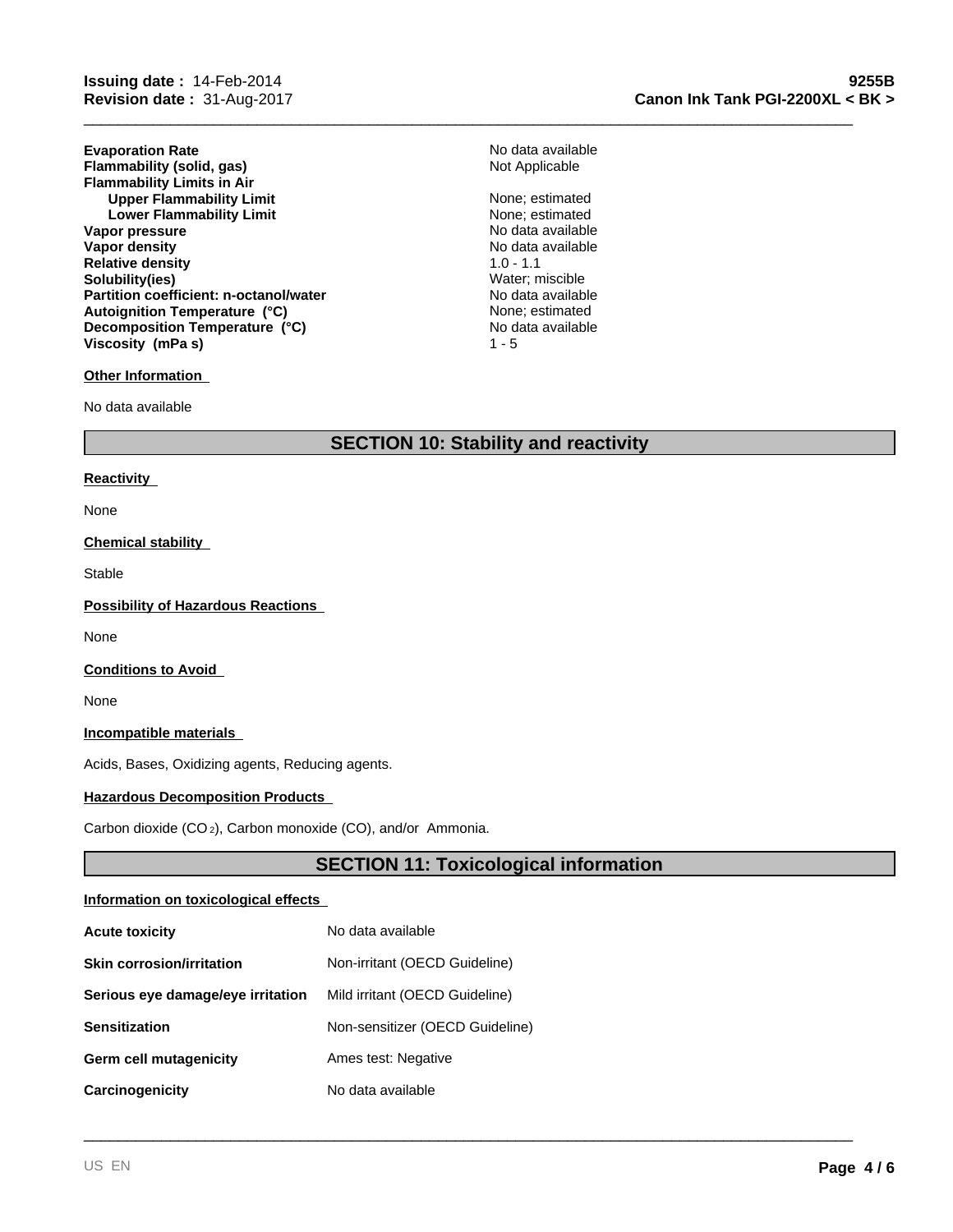| | |
|---|---|
| **Evaporation Rate** | No data available |
| **Flammability (solid, gas)** | Not Applicable |
| **Flammability Limits in Air** | |
| **Upper Flammability Limit** | None; estimated |
| **Lower Flammability Limit** | None; estimated |
| **Vapor pressure** | No data available |
| **Vapor density** | No data available |
| **Relative density** | 1.0 - 1.1 |
| **Solubility(ies)** | Water; miscible |
| **Partition coefficient: n-octanol/water** | No data available |
| **Autoignition Temperature (°C)** | None; estimated |
| **Decomposition Temperature (°C)** | No data available |
| **Viscosity (mPa s)** | 1 - 5 |

**Other Information**

No data available

## SECTION 10: Stability and reactivity

**Reactivity**

None

**Chemical stability**

Stable

**Possibility of Hazardous Reactions**

None

**Conditions to Avoid**

None

**Incompatible materials**

Acids, Bases, Oxidizing agents, Reducing agents.

**Hazardous Decomposition Products**

Carbon dioxide ($CO_2$), Carbon monoxide (CO), and/or Ammonia.

## SECTION 11: Toxicological information

**Information on toxicological effects**

| | |
|---|---|
| **Acute toxicity** | No data available |
| **Skin corrosion/irritation** | Non-irritant (OECD Guideline) |
| **Serious eye damage/eye irritation** | Mild irritant (OECD Guideline) |
| **Sensitization** | Non-sensitizer (OECD Guideline) |
| **Germ cell mutagenicity** | Ames test: Negative |
| **Carcinogenicity** | No data available |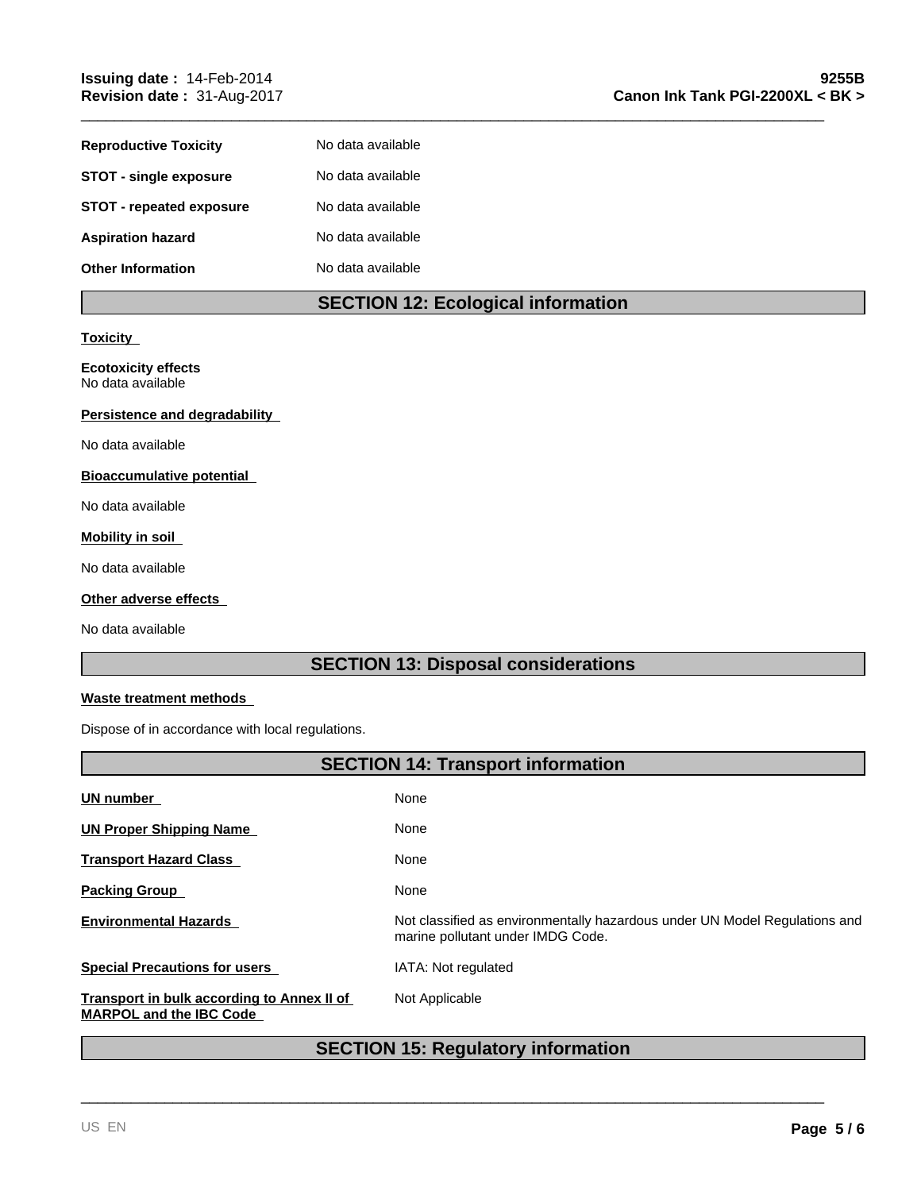| | |
|---|---|
| **Reproductive Toxicity** | No data available |
| **STOT - single exposure** | No data available |
| **STOT - repeated exposure** | No data available |
| **Aspiration hazard** | No data available |
| **Other Information** | No data available |

## SECTION 12: Ecological information

**Toxicity**

**Ecotoxicity effects**
No data available

**Persistence and degradability**

No data available

**Bioaccumulative potential**

No data available

**Mobility in soil**

No data available

**Other adverse effects**

No data available

## SECTION 13: Disposal considerations

**Waste treatment methods**

Dispose of in accordance with local regulations.

## SECTION 14: Transport information

| | |
|---|---|
| **UN number** | None |
| **UN Proper Shipping Name** | None |
| **Transport Hazard Class** | None |
| **Packing Group** | None |
| **Environmental Hazards** | Not classified as environmentally hazardous under UN Model Regulations and marine pollutant under IMDG Code. |
| **Special Precautions for users** | IATA: Not regulated |
| **Transport in bulk according to Annex II of MARPOL and the IBC Code** | Not Applicable |

## SECTION 15: Regulatory information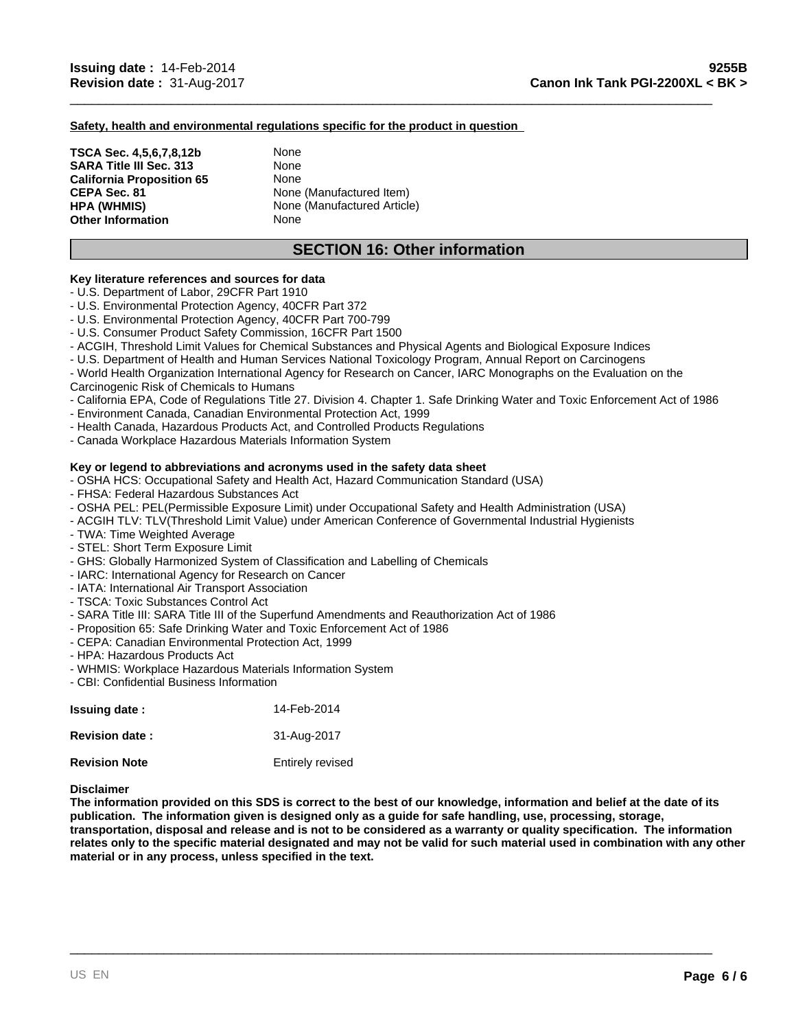**Safety, health and environmental regulations specific for the product in question**

| | |
|---|---|
| **TSCA Sec. 4,5,6,7,8,12b** | None |
| **SARA Title III Sec. 313** | None |
| **California Proposition 65** | None |
| **CEPA Sec. 81** | None (Manufactured Item) |
| **HPA (WHMIS)** | None (Manufactured Article) |
| **Other Information** | None |

## SECTION 16: Other information

**Key literature references and sources for data**

- U.S. Department of Labor, 29CFR Part 1910
- U.S. Environmental Protection Agency, 40CFR Part 372
- U.S. Environmental Protection Agency, 40CFR Part 700-799
- U.S. Consumer Product Safety Commission, 16CFR Part 1500
- ACGIH, Threshold Limit Values for Chemical Substances and Physical Agents and Biological Exposure Indices
- U.S. Department of Health and Human Services National Toxicology Program, Annual Report on Carcinogens
- World Health Organization International Agency for Research on Cancer, IARC Monographs on the Evaluation on the Carcinogenic Risk of Chemicals to Humans
- California EPA, Code of Regulations Title 27. Division 4. Chapter 1. Safe Drinking Water and Toxic Enforcement Act of 1986
- Environment Canada, Canadian Environmental Protection Act, 1999
- Health Canada, Hazardous Products Act, and Controlled Products Regulations
- Canada Workplace Hazardous Materials Information System

**Key or legend to abbreviations and acronyms used in the safety data sheet**

- OSHA HCS: Occupational Safety and Health Act, Hazard Communication Standard (USA)
- FHSA: Federal Hazardous Substances Act
- OSHA PEL: PEL(Permissible Exposure Limit) under Occupational Safety and Health Administration (USA)
- ACGIH TLV: TLV(Threshold Limit Value) under American Conference of Governmental Industrial Hygienists
- TWA: Time Weighted Average
- STEL: Short Term Exposure Limit
- GHS: Globally Harmonized System of Classification and Labelling of Chemicals
- IARC: International Agency for Research on Cancer
- IATA: International Air Transport Association
- TSCA: Toxic Substances Control Act
- SARA Title III: SARA Title III of the Superfund Amendments and Reauthorization Act of 1986
- Proposition 65: Safe Drinking Water and Toxic Enforcement Act of 1986
- CEPA: Canadian Environmental Protection Act, 1999
- HPA: Hazardous Products Act
- WHMIS: Workplace Hazardous Materials Information System
- CBI: Confidential Business Information

| | |
|---|---|
| **Issuing date :** | 14-Feb-2014 |
| **Revision date :** | 31-Aug-2017 |
| **Revision Note** | Entirely revised |

**Disclaimer**

**The information provided on this SDS is correct to the best of our knowledge, information and belief at the date of its publication. The information given is designed only as a guide for safe handling, use, processing, storage, transportation, disposal and release and is not to be considered as a warranty or quality specification. The information relates only to the specific material designated and may not be valid for such material used in combination with any other material or in any process, unless specified in the text.**